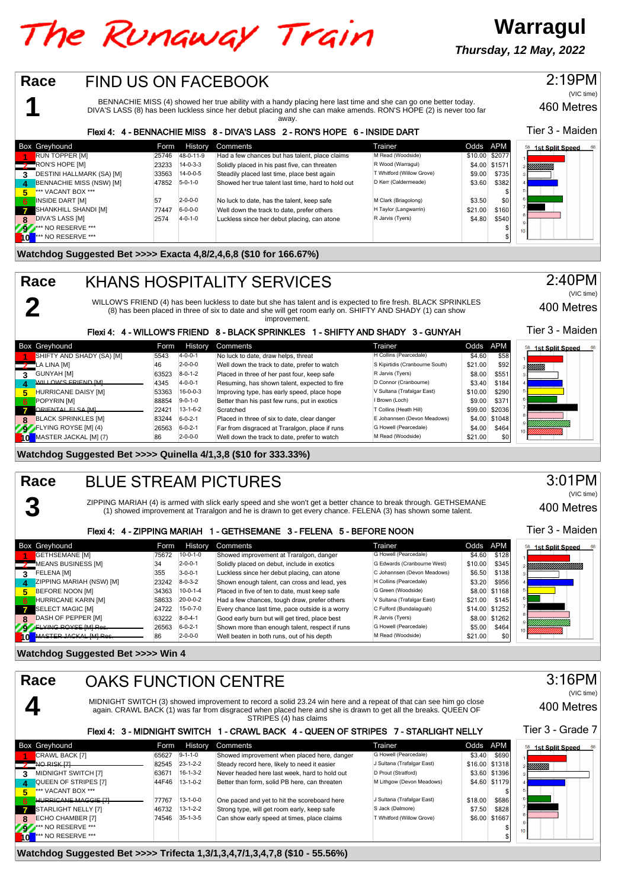# The Runaway Train

**Warragul**

*Thursday, 12 May, 2022*

## Race 1 — FIND US ON FACEBOOK

2:19PM (VIC time) — 460 Metres — Tier 3 - Maiden

BENNACHIE MISS (4) showed her true ability with a handy placing here last time and she can go one better today. DIVA'S LASS (8) has been luckless since her debut placing and she can make amends. RON'S HOPE (2) is never too far away.

**Flexi 4: 4 - BENNACHIE MISS 8 - DIVA'S LASS 2 - RON'S HOPE 6 - INSIDE DART**

| Box | Greyhound | Form | History | Comments | Trainer | Odds | APM |
|---|---|---|---|---|---|---|---|
| 1 | RUN TOPPER [M] | 25746 | 48-0-11-9 | Had a few chances but has talent, place claims | M Read (Woodside) | $10.00 | $2077 |
| 2 | RON'S HOPE [M] | 23233 | 14-0-3-3 | Solidly placed in his past five, can threaten | R Wood (Warragul) | $4.00 | $1571 |
| 3 | DESTINI HALLMARK (SA) [M] | 33563 | 14-0-0-5 | Steadily placed last time, place best again | T Whitford (Willow Grove) | $9.00 | $735 |
| 4 | BENNACHIE MISS (NSW) [M] | 47852 | 5-0-1-0 | Showed her true talent last time, hard to hold out | D Kerr (Caldermeade) | $3.60 | $382 |
| 5 | *** VACANT BOX *** | | | | | | $ |
| 6 | INSIDE DART [M] | 57 | 2-0-0-0 | No luck to date, has the talent, keep safe | M Clark (Briagolong) | $3.50 | $0 |
| 7 | SHANKHILL SHANDI [M] | 77447 | 6-0-0-0 | Well down the track to date, prefer others | H Taylor (Langwarrin) | $21.00 | $160 |
| 8 | DIVA'S LASS [M] | 2574 | 4-0-1-0 | Luckless since her debut placing, can atone | R Jarvis (Tyers) | $4.80 | $540 |
| 9 | *** NO RESERVE *** | | | | | | $ |
| 10 | *** NO RESERVE *** | | | | | | $ |

**Watchdog Suggested Bet >>>> Exacta 4,8/2,4,6,8 ($10 for 166.67%)**

## Race 2 — KHANS HOSPITALITY SERVICES

2:40PM (VIC time) — 400 Metres — Tier 3 - Maiden

WILLOW'S FRIEND (4) has been luckless to date but she has talent and is expected to fire fresh. BLACK SPRINKLES (8) has been placed in three of six to date and she will get room early on. SHIFTY AND SHADY (1) can show improvement.

**Flexi 4: 4 - WILLOW'S FRIEND 8 - BLACK SPRINKLES 1 - SHIFTY AND SHADY 3 - GUNYAH**

| Box | Greyhound | Form | History | Comments | Trainer | Odds | APM |
|---|---|---|---|---|---|---|---|
| 1 | SHIFTY AND SHADY (SA) [M] | 5543 | 4-0-0-1 | No luck to date, draw helps, threat | H Collins (Pearcedale) | $4.60 | $58 |
| 2 | LA LINA [M] | 46 | 2-0-0-0 | Well down the track to date, prefer to watch | S Kipritidis (Cranbourne South) | $21.00 | $92 |
| 3 | GUNYAH [M] | 63523 | 8-0-1-2 | Placed in three of her past four, keep safe | R Jarvis (Tyers) | $8.00 | $551 |
| 4 | WILLOW'S FRIEND [M] | 4345 | 4-0-0-1 | Resuming, has shown talent, expected to fire | D Connor (Cranbourne) | $3.40 | $184 |
| 5 | HURRICANE DAISY [M] | 53363 | 16-0-0-3 | Improving type, has early speed, place hope | V Sultana (Trafalgar East) | $10.00 | $290 |
| 6 | POPRYIN [M] | 88854 | 9-0-1-0 | Better than his past few runs, put in exotics | I Brown (Loch) | $9.00 | $371 |
| 7 | ~~ORIENTAL ELSA [M]~~ | 22421 | 13-1-6-2 | Scratched | T Collins (Heath Hill) | $99.00 | $2036 |
| 8 | BLACK SPRINKLES [M] | 83244 | 6-0-2-1 | Placed in three of six to date, clear danger | E Johannsen (Devon Meadows) | $4.00 | $1048 |
| 9 | FLYING ROYSE [M] (4) | 26563 | 6-0-2-1 | Far from disgraced at Traralgon, place if runs | G Howell (Pearcedale) | $4.00 | $464 |
| 10 | MASTER JACKAL [M] (7) | 86 | 2-0-0-0 | Well down the track to date, prefer to watch | M Read (Woodside) | $21.00 | $0 |

**Watchdog Suggested Bet >>>> Quinella 4/1,3,8 ($10 for 333.33%)**

## Race 3 — BLUE STREAM PICTURES

3:01PM (VIC time) — 400 Metres — Tier 3 - Maiden

ZIPPING MARIAH (4) is armed with slick early speed and she won't get a better chance to break through. GETHSEMANE (1) showed improvement at Traralgon and he is drawn to get every chance. FELENA (3) has shown some talent.

**Flexi 4: 4 - ZIPPING MARIAH 1 - GETHSEMANE 3 - FELENA 5 - BEFORE NOON**

| Box | Greyhound | Form | History | Comments | Trainer | Odds | APM |
|---|---|---|---|---|---|---|---|
| 1 | GETHSEMANE [M] | 75672 | 10-0-1-0 | Showed improvement at Traralgon, danger | G Howell (Pearcedale) | $4.60 | $128 |
| 2 | MEANS BUSINESS [M] | 34 | 2-0-0-1 | Solidly placed on debut, include in exotics | G Edwards (Cranbourne West) | $10.00 | $345 |
| 3 | FELENA [M] | 355 | 3-0-0-1 | Luckless since her debut placing, can atone | C Johannsen (Devon Meadows) | $6.50 | $138 |
| 4 | ZIPPING MARIAH (NSW) [M] | 23242 | 8-0-3-2 | Shown enough talent, can cross and lead, yes | H Collins (Pearcedale) | $3.20 | $956 |
| 5 | BEFORE NOON [M] | 34363 | 10-0-1-4 | Placed in five of ten to date, must keep safe | G Green (Woodside) | $8.00 | $1168 |
| 6 | HURRICANE KARIN [M] | 58633 | 20-0-0-2 | Had a few chances, tough draw, prefer others | V Sultana (Trafalgar East) | $21.00 | $145 |
| 7 | SELECT MAGIC [M] | 24722 | 15-0-7-0 | Every chance last time, pace outside is a worry | C Fulford (Bundalaguah) | $14.00 | $1252 |
| 8 | DASH OF PEPPER [M] | 63222 | 8-0-4-1 | Good early burn but will get tired, place best | R Jarvis (Tyers) | $8.00 | $1262 |
| 9 | ~~FLYING ROYSE [M] Res.~~ | 26563 | 6-0-2-1 | Shown more than enough talent, respect if runs | G Howell (Pearcedale) | $5.00 | $464 |
| 10 | ~~MASTER JACKAL [M] Res.~~ | 86 | 2-0-0-0 | Well beaten in both runs, out of his depth | M Read (Woodside) | $21.00 | $0 |

**Watchdog Suggested Bet >>>> Win 4**

## Race 4 — OAKS FUNCTION CENTRE

3:16PM (VIC time) — 400 Metres — Tier 3 - Grade 7

MIDNIGHT SWITCH (3) showed improvement to record a solid 23.24 win here and a repeat of that can see him go close again. CRAWL BACK (1) was far from disgraced when placed here and she is drawn to get all the breaks. QUEEN OF STRIPES (4) has claims

**Flexi 4: 3 - MIDNIGHT SWITCH 1 - CRAWL BACK 4 - QUEEN OF STRIPES 7 - STARLIGHT NELLY**

| Box | Greyhound | Form | History | Comments | Trainer | Odds | APM |
|---|---|---|---|---|---|---|---|
| 1 | CRAWL BACK [7] | 65627 | 9-1-1-0 | Showed improvement when placed here, danger | G Howell (Pearcedale) | $3.40 | $690 |
| 2 | ~~NO RISK [7]~~ | 82545 | 23-1-2-2 | Steady record here, likely to need it easier | J Sultana (Trafalgar East) | $16.00 | $1318 |
| 3 | MIDNIGHT SWITCH [7] | 63671 | 16-1-3-2 | Never headed here last week, hard to hold out | D Prout (Stratford) | $3.60 | $1396 |
| 4 | QUEEN OF STRIPES [7] | 44F46 | 13-1-0-2 | Better than form, solid PB here, can threaten | M Lithgow (Devon Meadows) | $4.60 | $1179 |
| 5 | *** VACANT BOX *** | | | | | | $ |
| 6 | ~~HURRICANE MAGGIE [7]~~ | 77767 | 13-1-0-0 | One paced and yet to hit the scoreboard here | J Sultana (Trafalgar East) | $18.00 | $686 |
| 7 | STARLIGHT NELLY [7] | 46732 | 13-1-2-2 | Strong type, will get room early, keep safe | S Jack (Dalmore) | $7.50 | $828 |
| 8 | ECHO CHAMBER [7] | 74546 | 35-1-3-5 | Can show early speed at times, place claims | T Whitford (Willow Grove) | $6.00 | $1667 |
| 9 | *** NO RESERVE *** | | | | | | $ |
| 10 | *** NO RESERVE *** | | | | | | $ |

**Watchdog Suggested Bet >>>> Trifecta 1,3/1,3,4,7/1,3,4,7,8 ($10 - 55.56%)**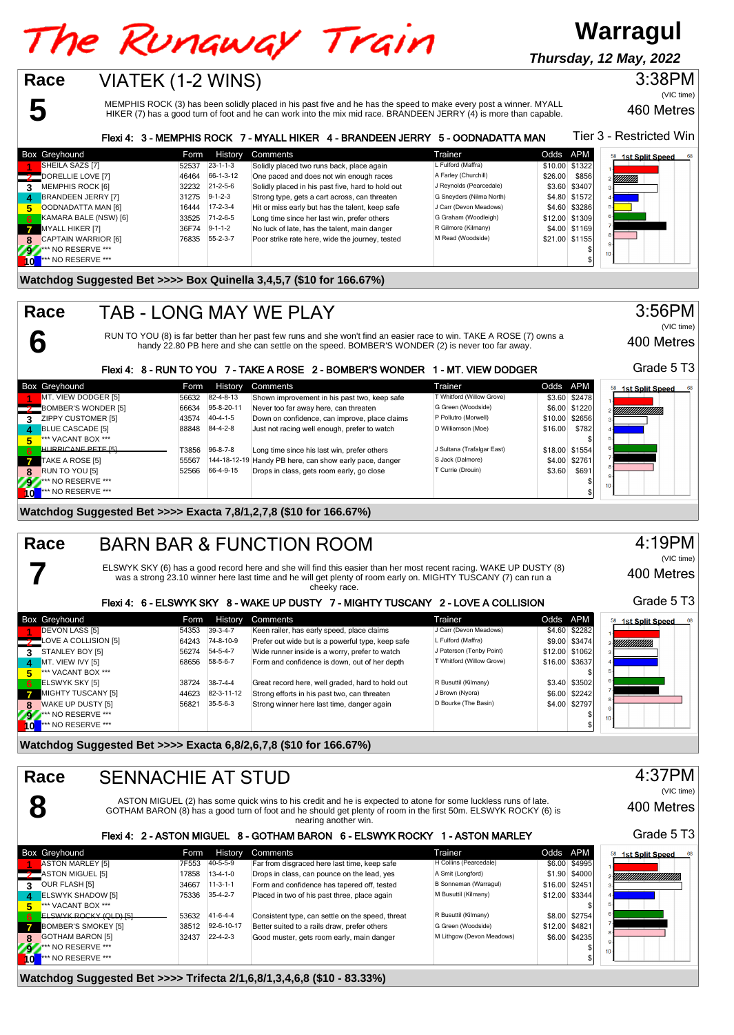# The Runaway Train

## Warragul

*Thursday, 12 May, 2022*

## Race 5 — VIATEK (1-2 WINS)

3:38PM (VIC time)

460 Metres

MEMPHIS ROCK (3) has been solidly placed in his past five and he has the speed to make every post a winner. MYALL HIKER (7) has a good turn of foot and he can work into the mix mid race. BRANDEEN JERRY (4) is more than capable.

**Flexi 4: 3 - MEMPHIS ROCK 7 - MYALL HIKER 4 - BRANDEEN JERRY 5 - OODNADATTA MAN**

Tier 3 - Restricted Win

| Box | Greyhound | Form | History | Comments | Trainer | Odds | APM |
|---|---|---|---|---|---|---|---|
| 1 | SHEILA SAZS [7] | 52537 | 23-1-1-3 | Solidly placed two runs back, place again | L Fulford (Maffra) | $10.00 | $1322 |
| 2 | DORELLIE LOVE [7] | 46464 | 66-1-3-12 | One paced and does not win enough races | A Farley (Churchill) | $26.00 | $856 |
| 3 | MEMPHIS ROCK [6] | 32232 | 21-2-5-6 | Solidly placed in his past five, hard to hold out | J Reynolds (Pearcedale) | $3.60 | $3407 |
| 4 | BRANDEEN JERRY [7] | 31275 | 9-1-2-3 | Strong type, gets a cart across, can threaten | G Sneyders (Nilma North) | $4.80 | $1572 |
| 5 | OODNADATTA MAN [6] | 16444 | 17-2-3-4 | Hit or miss early but has the talent, keep safe | J Carr (Devon Meadows) | $4.60 | $3286 |
| 6 | KAMARA BALE (NSW) [6] | 33525 | 71-2-6-5 | Long time since her last win, prefer others | G Graham (Woodleigh) | $12.00 | $1309 |
| 7 | MYALL HIKER [7] | 36F74 | 9-1-1-2 | No luck of late, has the talent, main danger | R Gilmore (Kilmany) | $4.00 | $1169 |
| 8 | CAPTAIN WARRIOR [6] | 76835 | 55-2-3-7 | Poor strike rate here, wide the journey, tested | M Read (Woodside) | $21.00 | $1155 |
| 9 | *** NO RESERVE *** | | | | | | $ |
| 10 | *** NO RESERVE *** | | | | | | $ |

**Watchdog Suggested Bet >>>> Box Quinella 3,4,5,7 ($10 for 166.67%)**

## Race 6 — TAB - LONG MAY WE PLAY

3:56PM (VIC time)

400 Metres

RUN TO YOU (8) is far better than her past few runs and she won't find an easier race to win. TAKE A ROSE (7) owns a handy 22.80 PB here and she can settle on the speed. BOMBER'S WONDER (2) is never too far away.

**Flexi 4: 8 - RUN TO YOU 7 - TAKE A ROSE 2 - BOMBER'S WONDER 1 - MT. VIEW DODGER**

Grade 5 T3

| Box | Greyhound | Form | History | Comments | Trainer | Odds | APM |
|---|---|---|---|---|---|---|---|
| 1 | MT. VIEW DODGER [5] | 56632 | 82-4-8-13 | Shown improvement in his past two, keep safe | T Whitford (Willow Grove) | $3.60 | $2478 |
| 2 | BOMBER'S WONDER [5] | 66634 | 95-8-20-11 | Never too far away here, can threaten | G Green (Woodside) | $6.00 | $1220 |
| 3 | ZIPPY CUSTOMER [5] | 43574 | 40-4-1-5 | Down on confidence, can improve, place claims | P Pollutro (Morwell) | $10.00 | $2656 |
| 4 | BLUE CASCADE [5] | 88848 | 84-4-2-8 | Just not racing well enough, prefer to watch | D Williamson (Moe) | $16.00 | $782 |
| 5 | *** VACANT BOX *** | | | | | | $ |
| 6 | ~~HURRICANE PETE [5]~~ | T3856 | 96-8-7-8 | Long time since his last win, prefer others | J Sultana (Trafalgar East) | $18.00 | $1554 |
| 7 | TAKE A ROSE [5] | 55567 | 144-18-12-19 | Handy PB here, can show early pace, danger | S Jack (Dalmore) | $4.00 | $2761 |
| 8 | RUN TO YOU [5] | 52566 | 66-4-9-15 | Drops in class, gets room early, go close | T Currie (Drouin) | $3.60 | $691 |
| 9 | *** NO RESERVE *** | | | | | | $ |
| 10 | *** NO RESERVE *** | | | | | | $ |

**Watchdog Suggested Bet >>>> Exacta 7,8/1,2,7,8 ($10 for 166.67%)**

## Race 7 — BARN BAR & FUNCTION ROOM

4:19PM (VIC time)

400 Metres

ELSWYK SKY (6) has a good record here and she will find this easier than her most recent racing. WAKE UP DUSTY (8) was a strong 23.10 winner here last time and he will get plenty of room early on. MIGHTY TUSCANY (7) can run a cheeky race.

**Flexi 4: 6 - ELSWYK SKY 8 - WAKE UP DUSTY 7 - MIGHTY TUSCANY 2 - LOVE A COLLISION**

Grade 5 T3

| Box | Greyhound | Form | History | Comments | Trainer | Odds | APM |
|---|---|---|---|---|---|---|---|
| 1 | DEVON LASS [5] | 54353 | 39-3-4-7 | Keen railer, has early speed, place claims | J Carr (Devon Meadows) | $4.60 | $2282 |
| 2 | LOVE A COLLISION [5] | 64243 | 74-8-10-9 | Prefer out wide but is a powerful type, keep safe | L Fulford (Maffra) | $9.00 | $3474 |
| 3 | STANLEY BOY [5] | 56274 | 54-5-4-7 | Wide runner inside is a worry, prefer to watch | J Paterson (Tenby Point) | $12.00 | $1062 |
| 4 | MT. VIEW IVY [5] | 68656 | 58-5-6-7 | Form and confidence is down, out of her depth | T Whitford (Willow Grove) | $16.00 | $3637 |
| 5 | *** VACANT BOX *** | | | | | | $ |
| 6 | ELSWYK SKY [5] | 38724 | 38-7-4-4 | Great record here, well graded, hard to hold out | R Busuttil (Kilmany) | $3.40 | $3502 |
| 7 | MIGHTY TUSCANY [5] | 44623 | 82-3-11-12 | Strong efforts in his past two, can threaten | J Brown (Nyora) | $6.00 | $2242 |
| 8 | WAKE UP DUSTY [5] | 56821 | 35-5-6-3 | Strong winner here last time, danger again | D Bourke (The Basin) | $4.00 | $2797 |
| 9 | *** NO RESERVE *** | | | | | | $ |
| 10 | *** NO RESERVE *** | | | | | | $ |

**Watchdog Suggested Bet >>>> Exacta 6,8/2,6,7,8 ($10 for 166.67%)**

## Race 8 — SENNACHIE AT STUD

4:37PM (VIC time)

400 Metres

ASTON MIGUEL (2) has some quick wins to his credit and he is expected to atone for some luckless runs of late. GOTHAM BARON (8) has a good turn of foot and he should get plenty of room in the first 50m. ELSWYK ROCKY (6) is nearing another win.

**Flexi 4: 2 - ASTON MIGUEL 8 - GOTHAM BARON 6 - ELSWYK ROCKY 1 - ASTON MARLEY**

Grade 5 T3

| Box | Greyhound | Form | History | Comments | Trainer | Odds | APM |
|---|---|---|---|---|---|---|---|
| 1 | ASTON MARLEY [5] | 7F553 | 40-5-5-9 | Far from disgraced here last time, keep safe | H Collins (Pearcedale) | $6.00 | $4995 |
| 2 | ASTON MIGUEL [5] | 17858 | 13-4-1-0 | Drops in class, can pounce on the lead, yes | A Smit (Longford) | $1.90 | $4000 |
| 3 | OUR FLASH [5] | 34667 | 11-3-1-1 | Form and confidence has tapered off, tested | B Sonneman (Warragul) | $16.00 | $2451 |
| 4 | ELSWYK SHADOW [5] | 75336 | 35-4-2-7 | Placed in two of his past three, place again | M Busuttil (Kilmany) | $12.00 | $3344 |
| 5 | *** VACANT BOX *** | | | | | | $ |
| 6 | ~~ELSWYK ROCKY (QLD) [5]~~ | 53632 | 41-6-4-4 | Consistent type, can settle on the speed, threat | R Busuttil (Kilmany) | $8.00 | $2754 |
| 7 | BOMBER'S SMOKEY [5] | 38512 | 92-6-10-17 | Better suited to a rails draw, prefer others | G Green (Woodside) | $12.00 | $4821 |
| 8 | GOTHAM BARON [5] | 32437 | 22-4-2-3 | Good muster, gets room early, main danger | M Lithgow (Devon Meadows) | $6.00 | $4235 |
| 9 | *** NO RESERVE *** | | | | | | $ |
| 10 | *** NO RESERVE *** | | | | | | $ |

**Watchdog Suggested Bet >>>> Trifecta 2/1,6,8/1,3,4,6,8 ($10 - 83.33%)**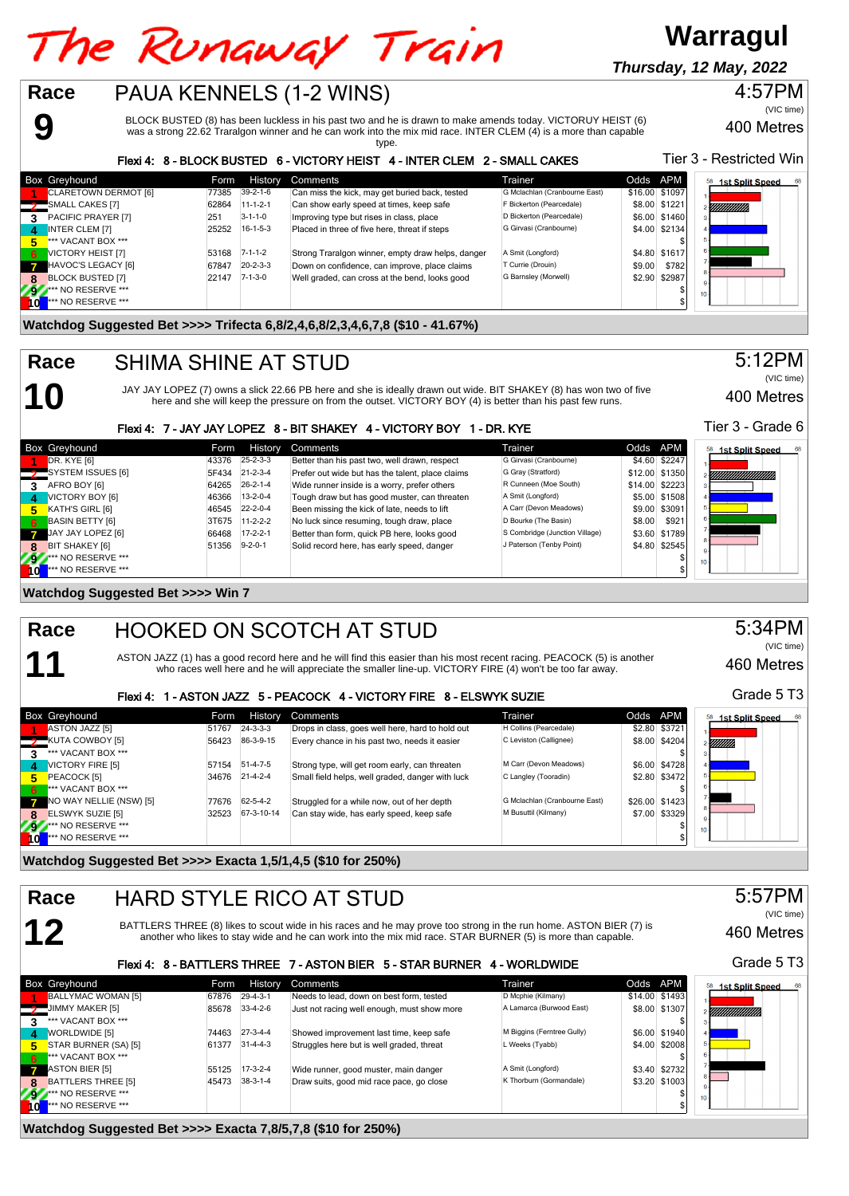# The Runaway Train

**Warragul**

*Thursday, 12 May, 2022*

## Race 9 — PAUA KENNELS (1-2 WINS)

4:57PM (VIC time)

400 Metres

Tier 3 - Restricted Win

BLOCK BUSTED (8) has been luckless in his past two and he is drawn to make amends today. VICTORUY HEIST (6) was a strong 22.62 Traralgon winner and he can work into the mix mid race. INTER CLEM (4) is a more than capable type.

**Flexi 4: 8 - BLOCK BUSTED 6 - VICTORY HEIST 4 - INTER CLEM 2 - SMALL CAKES**

| Box | Greyhound | Form | History | Comments | Trainer | Odds | APM |
|---|---|---|---|---|---|---|---|
| 1 | CLARETOWN DERMOT [6] | 77385 | 39-2-1-6 | Can miss the kick, may get buried back, tested | G Mclachlan (Cranbourne East) | $16.00 | $1097 |
| 2 | SMALL CAKES [7] | 62864 | 11-1-2-1 | Can show early speed at times, keep safe | F Bickerton (Pearcedale) | $8.00 | $1221 |
| 3 | PACIFIC PRAYER [7] | 251 | 3-1-1-0 | Improving type but rises in class, place | D Bickerton (Pearcedale) | $6.00 | $1460 |
| 4 | INTER CLEM [7] | 25252 | 16-1-5-3 | Placed in three of five here, threat if steps | G Girvasi (Cranbourne) | $4.00 | $2134 |
| 5 | *** VACANT BOX *** | | | | | | $ |
| 6 | VICTORY HEIST [7] | 53168 | 7-1-1-2 | Strong Traralgon winner, empty draw helps, danger | A Smit (Longford) | $4.80 | $1617 |
| 7 | HAVOC'S LEGACY [6] | 67847 | 20-2-3-3 | Down on confidence, can improve, place claims | T Currie (Drouin) | $9.00 | $782 |
| 8 | BLOCK BUSTED [7] | 22147 | 7-1-3-0 | Well graded, can cross at the bend, looks good | G Barnsley (Morwell) | $2.90 | $2987 |
| 9 | *** NO RESERVE *** | | | | | | $ |
| 10 | *** NO RESERVE *** | | | | | | $ |

**Watchdog Suggested Bet >>>> Trifecta 6,8/2,4,6,8/2,3,4,6,7,8 ($10 - 41.67%)**

## Race 10 — SHIMA SHINE AT STUD

5:12PM (VIC time)

400 Metres

Tier 3 - Grade 6

JAY JAY LOPEZ (7) owns a slick 22.66 PB here and she is ideally drawn out wide. BIT SHAKEY (8) has won two of five here and she will keep the pressure on from the outset. VICTORY BOY (4) is better than his past few runs.

**Flexi 4: 7 - JAY JAY LOPEZ 8 - BIT SHAKEY 4 - VICTORY BOY 1 - DR. KYE**

| Box | Greyhound | Form | History | Comments | Trainer | Odds | APM |
|---|---|---|---|---|---|---|---|
| 1 | DR. KYE [6] | 43376 | 25-2-3-3 | Better than his past two, well drawn, respect | G Girvasi (Cranbourne) | $4.60 | $2247 |
| 2 | SYSTEM ISSUES [6] | 5F434 | 21-2-3-4 | Prefer out wide but has the talent, place claims | G Gray (Stratford) | $12.00 | $1350 |
| 3 | AFRO BOY [6] | 64265 | 26-2-1-4 | Wide runner inside is a worry, prefer others | R Cunneen (Moe South) | $14.00 | $2223 |
| 4 | VICTORY BOY [6] | 46366 | 13-2-0-4 | Tough draw but has good muster, can threaten | A Smit (Longford) | $5.00 | $1508 |
| 5 | KATH'S GIRL [6] | 46545 | 22-2-0-4 | Been missing the kick of late, needs to lift | A Carr (Devon Meadows) | $9.00 | $3091 |
| 6 | BASIN BETTY [6] | 3T675 | 11-2-2-2 | No luck since resuming, tough draw, place | D Bourke (The Basin) | $8.00 | $921 |
| 7 | JAY JAY LOPEZ [6] | 66468 | 17-2-2-1 | Better than form, quick PB here, looks good | S Combridge (Junction Village) | $3.60 | $1789 |
| 8 | BIT SHAKEY [6] | 51356 | 9-2-0-1 | Solid record here, has early speed, danger | J Paterson (Tenby Point) | $4.80 | $2545 |
| 9 | *** NO RESERVE *** | | | | | | $ |
| 10 | *** NO RESERVE *** | | | | | | $ |

**Watchdog Suggested Bet >>>> Win 7**

## Race 11 — HOOKED ON SCOTCH AT STUD

5:34PM (VIC time)

460 Metres

Grade 5 T3

ASTON JAZZ (1) has a good record here and he will find this easier than his most recent racing. PEACOCK (5) is another who races well here and he will appreciate the smaller line-up. VICTORY FIRE (4) won't be too far away.

**Flexi 4: 1 - ASTON JAZZ 5 - PEACOCK 4 - VICTORY FIRE 8 - ELSWYK SUZIE**

| Box | Greyhound | Form | History | Comments | Trainer | Odds | APM |
|---|---|---|---|---|---|---|---|
| 1 | ASTON JAZZ [5] | 51767 | 24-3-3-3 | Drops in class, goes well here, hard to hold out | H Collins (Pearcedale) | $2.80 | $3721 |
| 2 | KUTA COWBOY [5] | 56423 | 86-3-9-15 | Every chance in his past two, needs it easier | C Leviston (Callignee) | $8.00 | $4204 |
| 3 | *** VACANT BOX *** | | | | | | $ |
| 4 | VICTORY FIRE [5] | 57154 | 51-4-7-5 | Strong type, will get room early, can threaten | M Carr (Devon Meadows) | $6.00 | $4728 |
| 5 | PEACOCK [5] | 34676 | 21-4-2-4 | Small field helps, well graded, danger with luck | C Langley (Tooradin) | $2.80 | $3472 |
| 6 | *** VACANT BOX *** | | | | | | $ |
| 7 | NO WAY NELLIE (NSW) [5] | 77676 | 62-5-4-2 | Struggled for a while now, out of her depth | G Mclachlan (Cranbourne East) | $26.00 | $1423 |
| 8 | ELSWYK SUZIE [5] | 32523 | 67-3-10-14 | Can stay wide, has early speed, keep safe | M Busuttil (Kilmany) | $7.00 | $3329 |
| 9 | *** NO RESERVE *** | | | | | | $ |
| 10 | *** NO RESERVE *** | | | | | | $ |

**Watchdog Suggested Bet >>>> Exacta 1,5/1,4,5 ($10 for 250%)**

## Race 12 — HARD STYLE RICO AT STUD

5:57PM (VIC time)

460 Metres

Grade 5 T3

BATTLERS THREE (8) likes to scout wide in his races and he may prove too strong in the run home. ASTON BIER (7) is another who likes to stay wide and he can work into the mix mid race. STAR BURNER (5) is more than capable.

**Flexi 4: 8 - BATTLERS THREE 7 - ASTON BIER 5 - STAR BURNER 4 - WORLDWIDE**

| Box | Greyhound | Form | History | Comments | Trainer | Odds | APM |
|---|---|---|---|---|---|---|---|
| 1 | BALLYMAC WOMAN [5] | 67876 | 29-4-3-1 | Needs to lead, down on best form, tested | D Mcphie (Kilmany) | $14.00 | $1493 |
| 2 | JIMMY MAKER [5] | 85678 | 33-4-2-6 | Just not racing well enough, must show more | A Lamarca (Burwood East) | $8.00 | $1307 |
| 3 | *** VACANT BOX *** | | | | | | $ |
| 4 | WORLDWIDE [5] | 74463 | 27-3-4-4 | Showed improvement last time, keep safe | M Biggins (Ferntree Gully) | $6.00 | $1940 |
| 5 | STAR BURNER (SA) [5] | 61377 | 31-4-4-3 | Struggles here but is well graded, threat | L Weeks (Tyabb) | $4.00 | $2008 |
| 6 | *** VACANT BOX *** | | | | | | $ |
| 7 | ASTON BIER [5] | 55125 | 17-3-2-4 | Wide runner, good muster, main danger | A Smit (Longford) | $3.40 | $2732 |
| 8 | BATTLERS THREE [5] | 45473 | 38-3-1-4 | Draw suits, good mid race pace, go close | K Thorburn (Gormandale) | $3.20 | $1003 |
| 9 | *** NO RESERVE *** | | | | | | $ |
| 10 | *** NO RESERVE *** | | | | | | $ |

**Watchdog Suggested Bet >>>> Exacta 7,8/5,7,8 ($10 for 250%)**